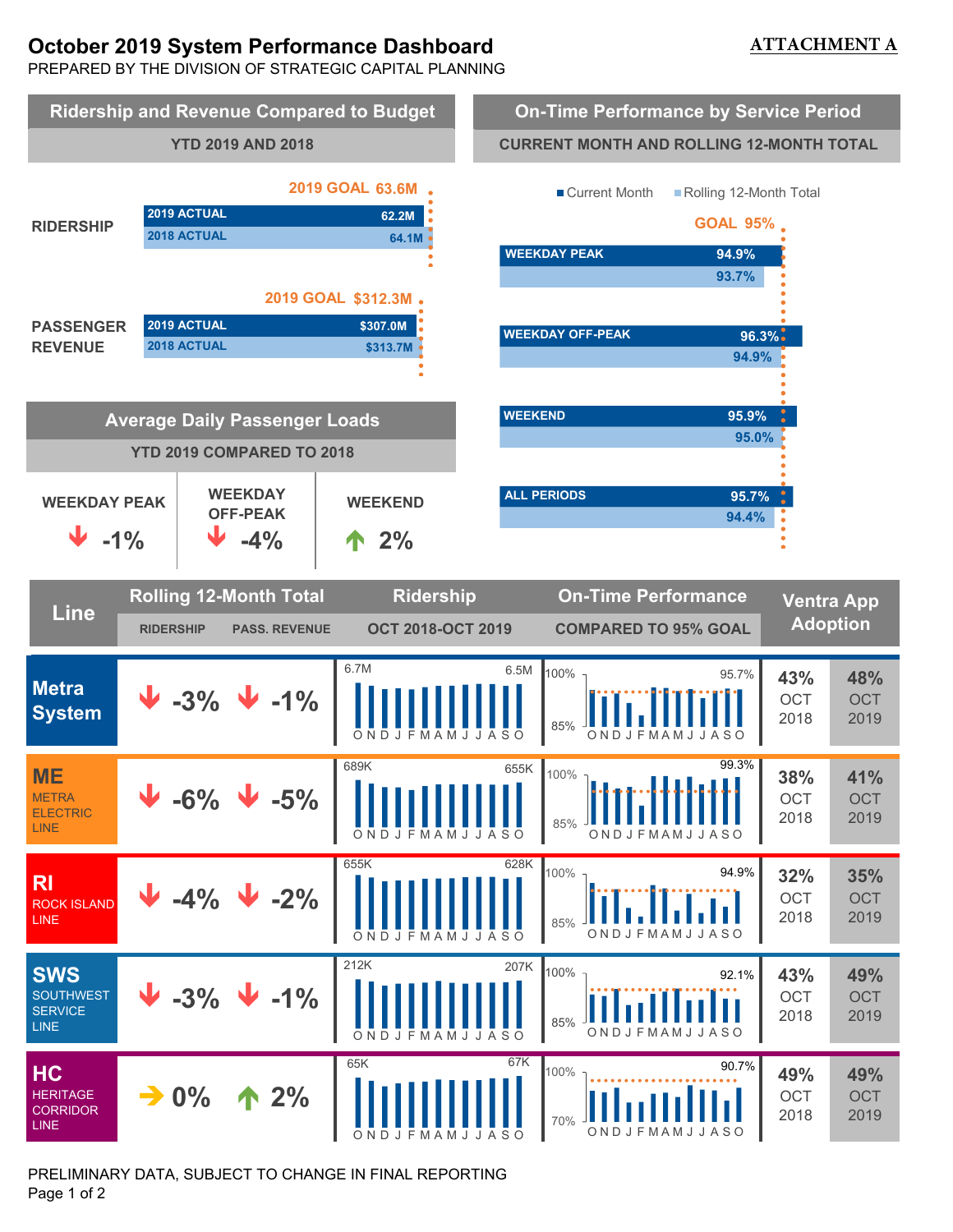# October 2019 System Performance Dashboard

**ATTACHMENT A**

PREPARED BY THE DIVISION OF STRATEGIC CAPITAL PLANNING

## Ridership and Revenue Compared to Budget

YTD 2019 AND 2018

| | 2019 GOAL | 2019 ACTUAL | 2018 ACTUAL |
|---|---|---|---|
| RIDERSHIP | 63.6M | 62.2M | 64.1M |
| PASSENGER REVENUE | $312.3M | $307.0M | $313.7M |

## On-Time Performance by Service Period

CURRENT MONTH AND ROLLING 12-MONTH TOTAL

GOAL 95%

| Service Period | Current Month | Rolling 12-Month Total |
|---|---|---|
| WEEKDAY PEAK | 94.9% | 93.7% |
| WEEKDAY OFF-PEAK | 96.3% | 94.9% |
| WEEKEND | 95.9% | 95.0% |
| ALL PERIODS | 95.7% | 94.4% |

## Average Daily Passenger Loads

YTD 2019 COMPARED TO 2018

| WEEKDAY PEAK | WEEKDAY OFF-PEAK | WEEKEND |
|---|---|---|
| ↓ -1% | ↓ -4% | ↑ 2% |

## Line Performance

| Line | Rolling 12-Month Total: Ridership | Rolling 12-Month Total: Pass. Revenue | Ridership (Oct 2018–Oct 2019) | On-Time Performance (Compared to 95% Goal) | Ventra App Adoption Oct 2018 | Ventra App Adoption Oct 2019 |
|---|---|---|---|---|---|---|
| Metra System | ↓ -3% | ↓ -1% | 6.7M – 6.5M | 95.7% | 43% | 48% |
| ME – Metra Electric Line | ↓ -6% | ↓ -5% | 689K – 655K | 99.3% | 38% | 41% |
| RI – Rock Island Line | ↓ -4% | ↓ -2% | 655K – 628K | 94.9% | 32% | 35% |
| SWS – SouthWest Service Line | ↓ -3% | ↓ -1% | 212K – 207K | 92.1% | 43% | 49% |
| HC – Heritage Corridor Line | → 0% | ↑ 2% | 65K – 67K | 90.7% | 49% | 49% |

PRELIMINARY DATA, SUBJECT TO CHANGE IN FINAL REPORTING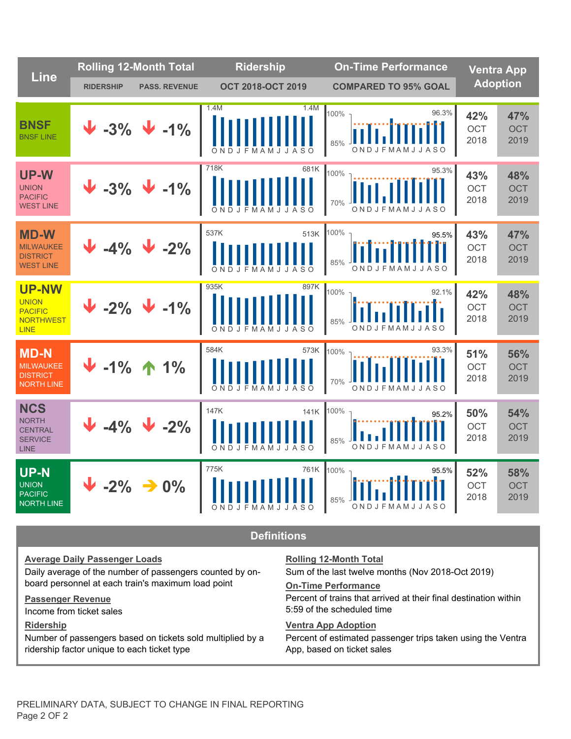| Line | Rolling 12-Month Total | | Ridership | On-Time Performance | Ventra App Adoption | |
|---|---|---|---|---|---|---|
| | RIDERSHIP | PASS. REVENUE | OCT 2018-OCT 2019 | COMPARED TO 95% GOAL | | |
| **BNSF** BNSF LINE | ↓ -3% | ↓ -1% | 1.4M … 1.4M<br>O N D J F M A M J J A S O | 100% 85% 96.3%<br>O N D J F M A M J J A S O | 42% OCT 2018 | 47% OCT 2019 |
| **UP-W** UNION PACIFIC WEST LINE | ↓ -3% | ↓ -1% | 718K … 681K<br>O N D J F M A M J J A S O | 100% 70% 95.3%<br>O N D J F M A M J J A S O | 43% OCT 2018 | 48% OCT 2019 |
| **MD-W** MILWAUKEE DISTRICT WEST LINE | ↓ -4% | ↓ -2% | 537K … 513K<br>O N D J F M A M J J A S O | 100% 85% 95.5%<br>O N D J F M A M J J A S O | 43% OCT 2018 | 47% OCT 2019 |
| **UP-NW** UNION PACIFIC NORTHWEST LINE | ↓ -2% | ↓ -1% | 935K … 897K<br>O N D J F M A M J J A S O | 100% 85% 92.1%<br>O N D J F M A M J J A S O | 42% OCT 2018 | 48% OCT 2019 |
| **MD-N** MILWAUKEE DISTRICT NORTH LINE | ↓ -1% | ↑ 1% | 584K … 573K<br>O N D J F M A M J J A S O | 100% 70% 93.3%<br>O N D J F M A M J J A S O | 51% OCT 2018 | 56% OCT 2019 |
| **NCS** NORTH CENTRAL SERVICE LINE | ↓ -4% | ↓ -2% | 147K … 141K<br>O N D J F M A M J J A S O | 100% 85% 95.2%<br>O N D J F M A M J J A S O | 50% OCT 2018 | 54% OCT 2019 |
| **UP-N** UNION PACIFIC NORTH LINE | ↓ -2% | → 0% | 775K … 761K<br>O N D J F M A M J J A S O | 100% 85% 95.5%<br>O N D J F M A M J J A S O | 52% OCT 2018 | 58% OCT 2019 |

## Definitions

**Average Daily Passenger Loads**
Daily average of the number of passengers counted by on-board personnel at each train's maximum load point

**Passenger Revenue**
Income from ticket sales

**Ridership**
Number of passengers based on tickets sold multiplied by a ridership factor unique to each ticket type

**Rolling 12-Month Total**
Sum of the last twelve months (Nov 2018-Oct 2019)

**On-Time Performance**
Percent of trains that arrived at their final destination within 5:59 of the scheduled time

**Ventra App Adoption**
Percent of estimated passenger trips taken using the Ventra App, based on ticket sales

PRELIMINARY DATA, SUBJECT TO CHANGE IN FINAL REPORTING